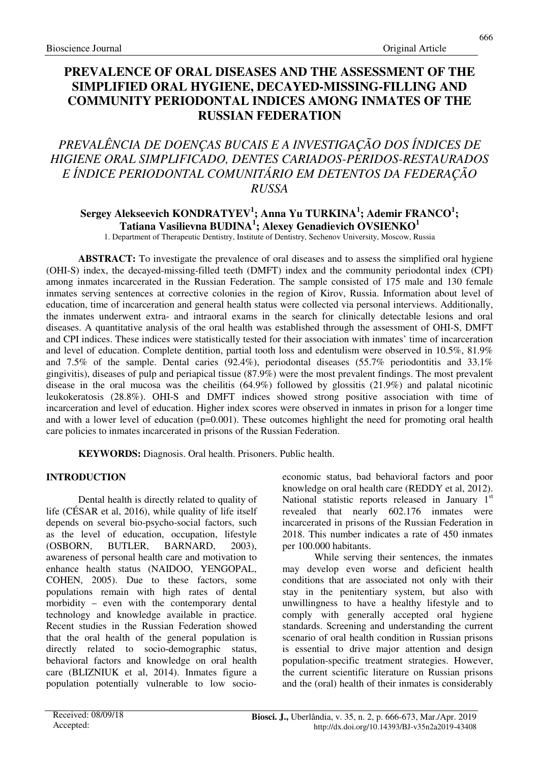# PREVALENCE OF ORAL DISEASES AND THE ASSESSMENT OF THE SIMPLIFIED ORAL HYGIENE, DECAYED-MISSING-FILLING AND COMMUNITY PERIODONTAL INDICES AMONG INMATES OF THE RUSSIAN FEDERATION

## *PREVALÊNCIA DE DOENÇAS BUCAIS E A INVESTIGAÇÃO DOS ÍNDICES DE HIGIENE ORAL SIMPLIFICADO, DENTES CARIADOS-PERIDOS-RESTAURADOS E ÍNDICE PERIODONTAL COMUNITÁRIO EM DETENTOS DA FEDERAÇÃO RUSSA*

**Sergey Alekseevich KONDRATYEV[1]; Anna Yu TURKINA[1]; Ademir FRANCO[1]; Tatiana Vasilievna BUDINA[1]; Alexey Genadievich OVSIENKO[1]**

1. Department of Therapeutic Dentistry, Institute of Dentistry, Sechenov University, Moscow, Russia

**ABSTRACT:** To investigate the prevalence of oral diseases and to assess the simplified oral hygiene (OHI-S) index, the decayed-missing-filled teeth (DMFT) index and the community periodontal index (CPI) among inmates incarcerated in the Russian Federation. The sample consisted of 175 male and 130 female inmates serving sentences at corrective colonies in the region of Kirov, Russia. Information about level of education, time of incarceration and general health status were collected via personal interviews. Additionally, the inmates underwent extra- and intraoral exams in the search for clinically detectable lesions and oral diseases. A quantitative analysis of the oral health was established through the assessment of OHI-S, DMFT and CPI indices. These indices were statistically tested for their association with inmates' time of incarceration and level of education. Complete dentition, partial tooth loss and edentulism were observed in 10.5%, 81.9% and 7.5% of the sample. Dental caries (92.4%), periodontal diseases (55.7% periodontitis and 33.1% gingivitis), diseases of pulp and periapical tissue (87.9%) were the most prevalent findings. The most prevalent disease in the oral mucosa was the cheilitis (64.9%) followed by glossitis (21.9%) and palatal nicotinic leukokeratosis (28.8%). OHI-S and DMFT indices showed strong positive association with time of incarceration and level of education. Higher index scores were observed in inmates in prison for a longer time and with a lower level of education (p=0.001). These outcomes highlight the need for promoting oral health care policies to inmates incarcerated in prisons of the Russian Federation.

**KEYWORDS:** Diagnosis. Oral health. Prisoners. Public health.

## INTRODUCTION

Dental health is directly related to quality of life (CÉSAR et al, 2016), while quality of life itself depends on several bio-psycho-social factors, such as the level of education, occupation, lifestyle (OSBORN, BUTLER, BARNARD, 2003), awareness of personal health care and motivation to enhance health status (NAIDOO, YENGOPAL, COHEN, 2005). Due to these factors, some populations remain with high rates of dental morbidity – even with the contemporary dental technology and knowledge available in practice. Recent studies in the Russian Federation showed that the oral health of the general population is directly related to socio-demographic status, behavioral factors and knowledge on oral health care (BLIZNIUK et al, 2014). Inmates figure a population potentially vulnerable to low socio-economic status, bad behavioral factors and poor knowledge on oral health care (REDDY et al, 2012). National statistic reports released in January 1[st] revealed that nearly 602.176 inmates were incarcerated in prisons of the Russian Federation in 2018. This number indicates a rate of 450 inmates per 100.000 habitants.

While serving their sentences, the inmates may develop even worse and deficient health conditions that are associated not only with their stay in the penitentiary system, but also with unwillingness to have a healthy lifestyle and to comply with generally accepted oral hygiene standards. Screening and understanding the current scenario of oral health condition in Russian prisons is essential to drive major attention and design population-specific treatment strategies. However, the current scientific literature on Russian prisons and the (oral) health of their inmates is considerably

Received: 08/09/18
Accepted: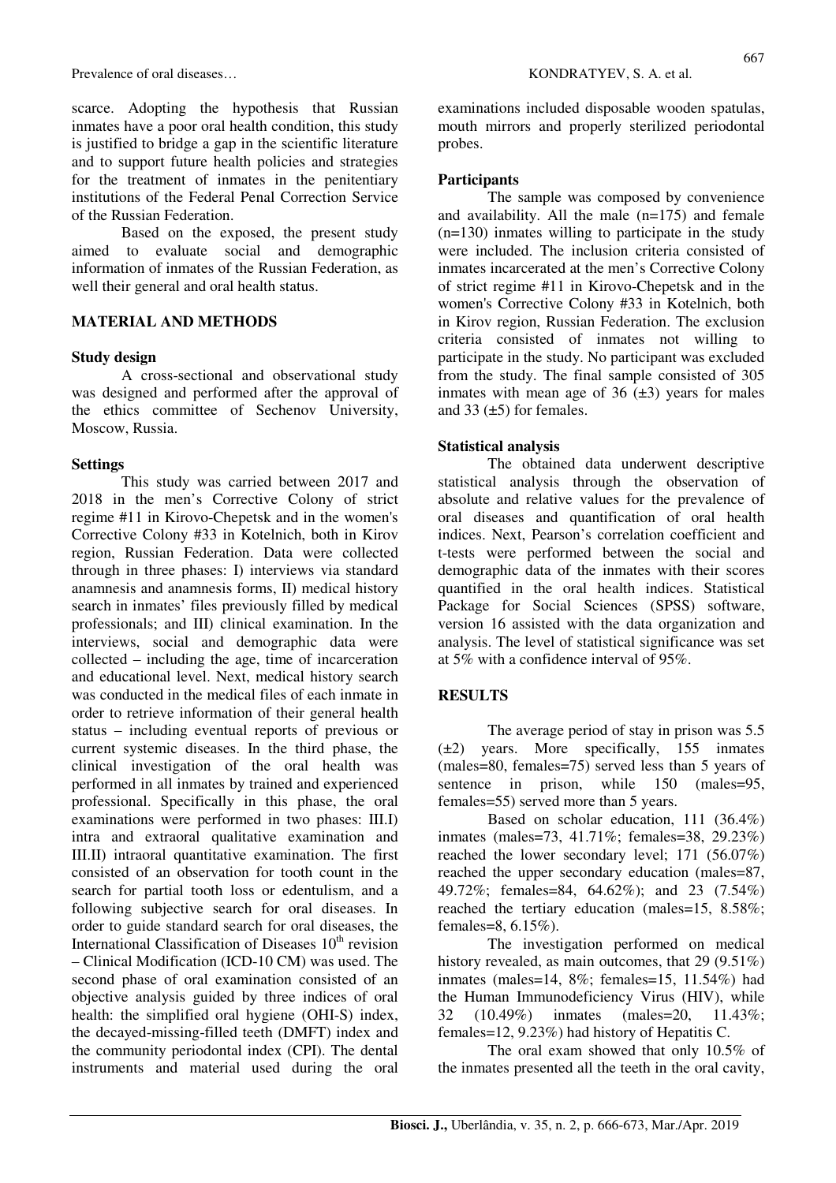scarce. Adopting the hypothesis that Russian inmates have a poor oral health condition, this study is justified to bridge a gap in the scientific literature and to support future health policies and strategies for the treatment of inmates in the penitentiary institutions of the Federal Penal Correction Service of the Russian Federation.

Based on the exposed, the present study aimed to evaluate social and demographic information of inmates of the Russian Federation, as well their general and oral health status.

## MATERIAL AND METHODS

### Study design

A cross-sectional and observational study was designed and performed after the approval of the ethics committee of Sechenov University, Moscow, Russia.

### Settings

This study was carried between 2017 and 2018 in the men's Corrective Colony of strict regime #11 in Kirovo-Chepetsk and in the women's Corrective Colony #33 in Kotelnich, both in Kirov region, Russian Federation. Data were collected through in three phases: I) interviews via standard anamnesis and anamnesis forms, II) medical history search in inmates' files previously filled by medical professionals; and III) clinical examination. In the interviews, social and demographic data were collected – including the age, time of incarceration and educational level. Next, medical history search was conducted in the medical files of each inmate in order to retrieve information of their general health status – including eventual reports of previous or current systemic diseases. In the third phase, the clinical investigation of the oral health was performed in all inmates by trained and experienced professional. Specifically in this phase, the oral examinations were performed in two phases: III.I) intra and extraoral qualitative examination and III.II) intraoral quantitative examination. The first consisted of an observation for tooth count in the search for partial tooth loss or edentulism, and a following subjective search for oral diseases. In order to guide standard search for oral diseases, the International Classification of Diseases 10th revision – Clinical Modification (ICD-10 CM) was used. The second phase of oral examination consisted of an objective analysis guided by three indices of oral health: the simplified oral hygiene (OHI-S) index, the decayed-missing-filled teeth (DMFT) index and the community periodontal index (CPI). The dental instruments and material used during the oral examinations included disposable wooden spatulas, mouth mirrors and properly sterilized periodontal probes.

### Participants

The sample was composed by convenience and availability. All the male (n=175) and female (n=130) inmates willing to participate in the study were included. The inclusion criteria consisted of inmates incarcerated at the men's Corrective Colony of strict regime #11 in Kirovo-Chepetsk and in the women's Corrective Colony #33 in Kotelnich, both in Kirov region, Russian Federation. The exclusion criteria consisted of inmates not willing to participate in the study. No participant was excluded from the study. The final sample consisted of 305 inmates with mean age of 36 (±3) years for males and 33 (±5) for females.

### Statistical analysis

The obtained data underwent descriptive statistical analysis through the observation of absolute and relative values for the prevalence of oral diseases and quantification of oral health indices. Next, Pearson's correlation coefficient and t-tests were performed between the social and demographic data of the inmates with their scores quantified in the oral health indices. Statistical Package for Social Sciences (SPSS) software, version 16 assisted with the data organization and analysis. The level of statistical significance was set at 5% with a confidence interval of 95%.

## RESULTS

The average period of stay in prison was 5.5 (±2) years. More specifically, 155 inmates (males=80, females=75) served less than 5 years of sentence in prison, while 150 (males=95, females=55) served more than 5 years.

Based on scholar education, 111 (36.4%) inmates (males=73, 41.71%; females=38, 29.23%) reached the lower secondary level; 171 (56.07%) reached the upper secondary education (males=87, 49.72%; females=84, 64.62%); and 23 (7.54%) reached the tertiary education (males=15, 8.58%; females=8, 6.15%).

The investigation performed on medical history revealed, as main outcomes, that 29 (9.51%) inmates (males=14, 8%; females=15, 11.54%) had the Human Immunodeficiency Virus (HIV), while 32 (10.49%) inmates (males=20, 11.43%; females=12, 9.23%) had history of Hepatitis C.

The oral exam showed that only 10.5% of the inmates presented all the teeth in the oral cavity,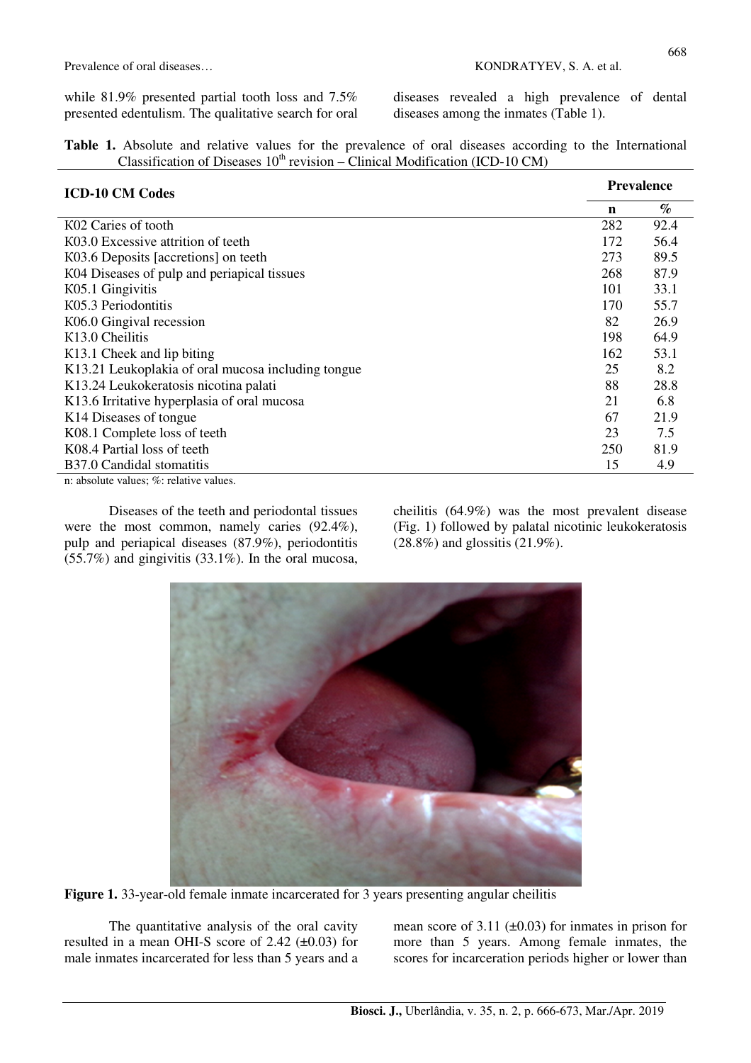while 81.9% presented partial tooth loss and 7.5% presented edentulism. The qualitative search for oral diseases revealed a high prevalence of dental diseases among the inmates (Table 1).

**Table 1.** Absolute and relative values for the prevalence of oral diseases according to the International Classification of Diseases 10th revision – Clinical Modification (ICD-10 CM)

| ICD-10 CM Codes | Prevalence | |
|---|---|---|
| | n | % |
| K02 Caries of tooth | 282 | 92.4 |
| K03.0 Excessive attrition of teeth | 172 | 56.4 |
| K03.6 Deposits [accretions] on teeth | 273 | 89.5 |
| K04 Diseases of pulp and periapical tissues | 268 | 87.9 |
| K05.1 Gingivitis | 101 | 33.1 |
| K05.3 Periodontitis | 170 | 55.7 |
| K06.0 Gingival recession | 82 | 26.9 |
| K13.0 Cheilitis | 198 | 64.9 |
| K13.1 Cheek and lip biting | 162 | 53.1 |
| K13.21 Leukoplakia of oral mucosa including tongue | 25 | 8.2 |
| K13.24 Leukokeratosis nicotina palati | 88 | 28.8 |
| K13.6 Irritative hyperplasia of oral mucosa | 21 | 6.8 |
| K14 Diseases of tongue | 67 | 21.9 |
| K08.1 Complete loss of teeth | 23 | 7.5 |
| K08.4 Partial loss of teeth | 250 | 81.9 |
| B37.0 Candidal stomatitis | 15 | 4.9 |

n: absolute values; %: relative values.

Diseases of the teeth and periodontal tissues were the most common, namely caries (92.4%), pulp and periapical diseases (87.9%), periodontitis (55.7%) and gingivitis (33.1%). In the oral mucosa, cheilitis (64.9%) was the most prevalent disease (Fig. 1) followed by palatal nicotinic leukokeratosis (28.8%) and glossitis (21.9%).

**Figure 1.** 33-year-old female inmate incarcerated for 3 years presenting angular cheilitis

The quantitative analysis of the oral cavity resulted in a mean OHI-S score of 2.42 (±0.03) for male inmates incarcerated for less than 5 years and a mean score of 3.11 (±0.03) for inmates in prison for more than 5 years. Among female inmates, the scores for incarceration periods higher or lower than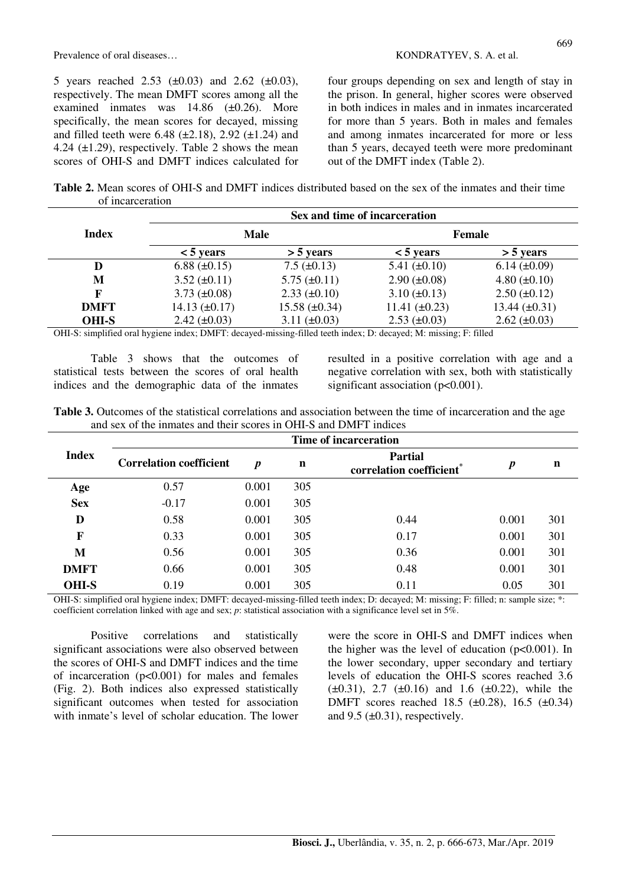5 years reached 2.53 (±0.03) and 2.62 (±0.03), respectively. The mean DMFT scores among all the examined inmates was 14.86 (±0.26). More specifically, the mean scores for decayed, missing and filled teeth were 6.48 (±2.18), 2.92 (±1.24) and 4.24 (±1.29), respectively. Table 2 shows the mean scores of OHI-S and DMFT indices calculated for four groups depending on sex and length of stay in the prison. In general, higher scores were observed in both indices in males and in inmates incarcerated for more than 5 years. Both in males and females and among inmates incarcerated for more or less than 5 years, decayed teeth were more predominant out of the DMFT index (Table 2).

**Table 2.** Mean scores of OHI-S and DMFT indices distributed based on the sex of the inmates and their time of incarceration

| Index | Sex and time of incarceration | | | |
|---|---|---|---|---|
| | **Male** | | **Female** | |
| | **< 5 years** | **> 5 years** | **< 5 years** | **> 5 years** |
| **D** | 6.88 (±0.15) | 7.5 (±0.13) | 5.41 (±0.10) | 6.14 (±0.09) |
| **M** | 3.52 (±0.11) | 5.75 (±0.11) | 2.90 (±0.08) | 4.80 (±0.10) |
| **F** | 3.73 (±0.08) | 2.33 (±0.10) | 3.10 (±0.13) | 2.50 (±0.12) |
| **DMFT** | 14.13 (±0.17) | 15.58 (±0.34) | 11.41 (±0.23) | 13.44 (±0.31) |
| **OHI-S** | 2.42 (±0.03) | 3.11 (±0.03) | 2.53 (±0.03) | 2.62 (±0.03) |

OHI-S: simplified oral hygiene index; DMFT: decayed-missing-filled teeth index; D: decayed; M: missing; F: filled

Table 3 shows that the outcomes of statistical tests between the scores of oral health indices and the demographic data of the inmates resulted in a positive correlation with age and a negative correlation with sex, both with statistically significant association ($p<0.001$).

**Table 3.** Outcomes of the statistical correlations and association between the time of incarceration and the age and sex of the inmates and their scores in OHI-S and DMFT indices

| Index | Time of incarceration | | | | | |
|---|---|---|---|---|---|---|
| | **Correlation coefficient** | ***p*** | **n** | **Partial correlation coefficient*** | ***p*** | **n** |
| **Age** | 0.57 | 0.001 | 305 | | | |
| **Sex** | -0.17 | 0.001 | 305 | | | |
| **D** | 0.58 | 0.001 | 305 | 0.44 | 0.001 | 301 |
| **F** | 0.33 | 0.001 | 305 | 0.17 | 0.001 | 301 |
| **M** | 0.56 | 0.001 | 305 | 0.36 | 0.001 | 301 |
| **DMFT** | 0.66 | 0.001 | 305 | 0.48 | 0.001 | 301 |
| **OHI-S** | 0.19 | 0.001 | 305 | 0.11 | 0.05 | 301 |

OHI-S: simplified oral hygiene index; DMFT: decayed-missing-filled teeth index; D: decayed; M: missing; F: filled; n: sample size; *: coefficient correlation linked with age and sex; *p*: statistical association with a significance level set in 5%.

Positive correlations and statistically significant associations were also observed between the scores of OHI-S and DMFT indices and the time of incarceration ($p<0.001$) for males and females (Fig. 2). Both indices also expressed statistically significant outcomes when tested for association with inmate's level of scholar education. The lower were the score in OHI-S and DMFT indices when the higher was the level of education ($p<0.001$). In the lower secondary, upper secondary and tertiary levels of education the OHI-S scores reached 3.6 (±0.31), 2.7 (±0.16) and 1.6 (±0.22), while the DMFT scores reached 18.5 (±0.28), 16.5 (±0.34) and 9.5 (±0.31), respectively.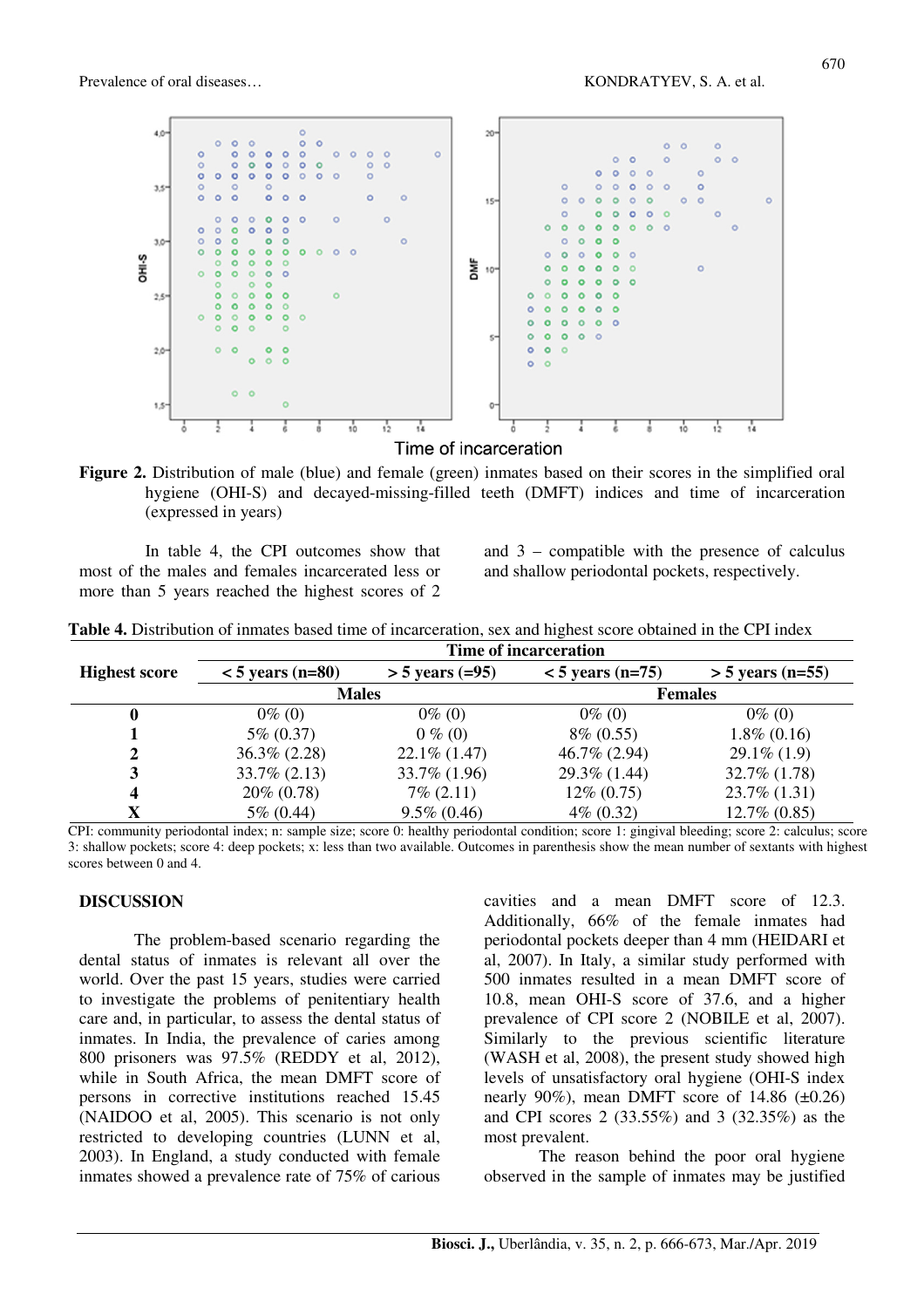**Figure 2.** Distribution of male (blue) and female (green) inmates based on their scores in the simplified oral hygiene (OHI-S) and decayed-missing-filled teeth (DMFT) indices and time of incarceration (expressed in years)

In table 4, the CPI outcomes show that most of the males and females incarcerated less or more than 5 years reached the highest scores of 2 and 3 – compatible with the presence of calculus and shallow periodontal pockets, respectively.

**Table 4.** Distribution of inmates based time of incarceration, sex and highest score obtained in the CPI index

| Highest score | Time of incarceration | | | |
|---|---|---|---|---|
| | < 5 years (n=80) | > 5 years (=95) | < 5 years (n=75) | > 5 years (n=55) |
| | Males | | Females | |
| **0** | 0% (0) | 0% (0) | 0% (0) | 0% (0) |
| **1** | 5% (0.37) | 0 % (0) | 8% (0.55) | 1.8% (0.16) |
| **2** | 36.3% (2.28) | 22.1% (1.47) | 46.7% (2.94) | 29.1% (1.9) |
| **3** | 33.7% (2.13) | 33.7% (1.96) | 29.3% (1.44) | 32.7% (1.78) |
| **4** | 20% (0.78) | 7% (2.11) | 12% (0.75) | 23.7% (1.31) |
| **X** | 5% (0.44) | 9.5% (0.46) | 4% (0.32) | 12.7% (0.85) |

CPI: community periodontal index; n: sample size; score 0: healthy periodontal condition; score 1: gingival bleeding; score 2: calculus; score 3: shallow pockets; score 4: deep pockets; x: less than two available. Outcomes in parenthesis show the mean number of sextants with highest scores between 0 and 4.

## DISCUSSION

The problem-based scenario regarding the dental status of inmates is relevant all over the world. Over the past 15 years, studies were carried to investigate the problems of penitentiary health care and, in particular, to assess the dental status of inmates. In India, the prevalence of caries among 800 prisoners was 97.5% (REDDY et al, 2012), while in South Africa, the mean DMFT score of persons in corrective institutions reached 15.45 (NAIDOO et al, 2005). This scenario is not only restricted to developing countries (LUNN et al, 2003). In England, a study conducted with female inmates showed a prevalence rate of 75% of carious cavities and a mean DMFT score of 12.3. Additionally, 66% of the female inmates had periodontal pockets deeper than 4 mm (HEIDARI et al, 2007). In Italy, a similar study performed with 500 inmates resulted in a mean DMFT score of 10.8, mean OHI-S score of 37.6, and a higher prevalence of CPI score 2 (NOBILE et al, 2007). Similarly to the previous scientific literature (WASH et al, 2008), the present study showed high levels of unsatisfactory oral hygiene (OHI-S index nearly 90%), mean DMFT score of 14.86 (±0.26) and CPI scores 2 (33.55%) and 3 (32.35%) as the most prevalent.

The reason behind the poor oral hygiene observed in the sample of inmates may be justified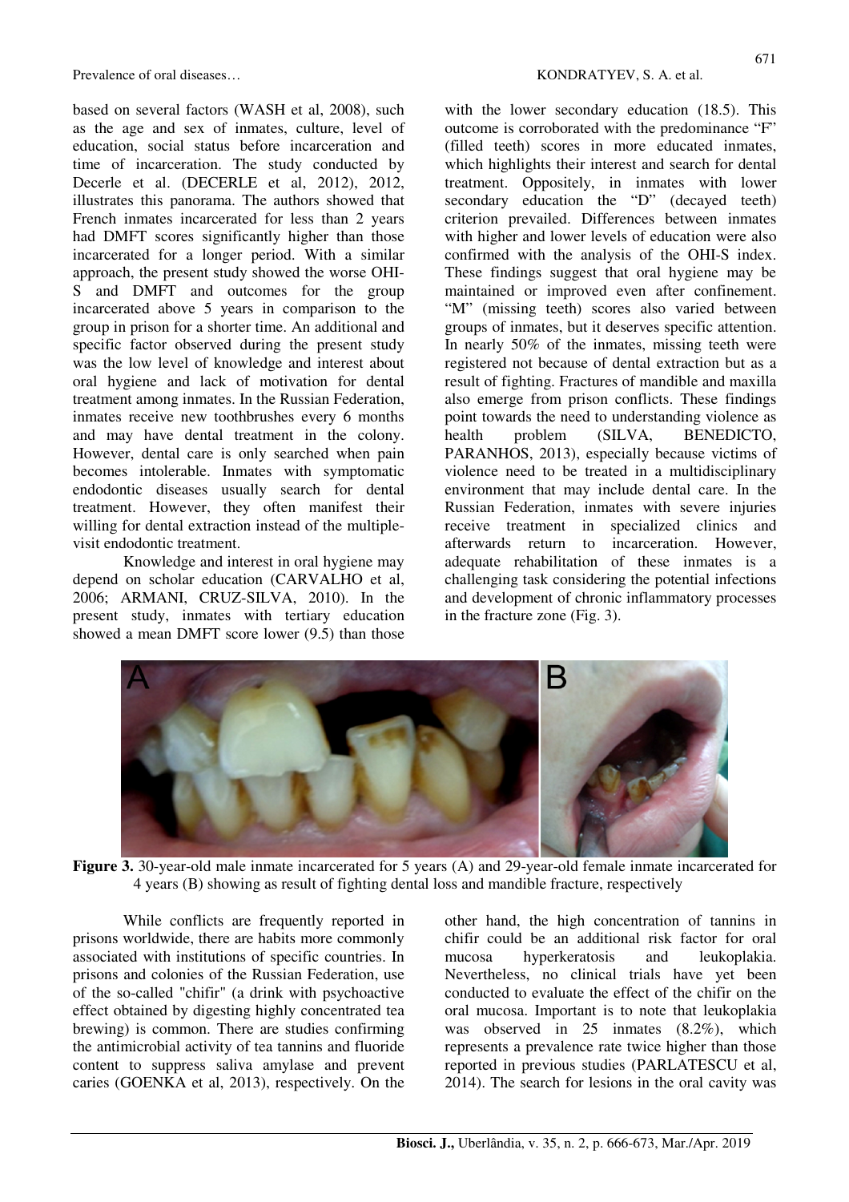based on several factors (WASH et al, 2008), such as the age and sex of inmates, culture, level of education, social status before incarceration and time of incarceration. The study conducted by Decerle et al. (DECERLE et al, 2012), 2012, illustrates this panorama. The authors showed that French inmates incarcerated for less than 2 years had DMFT scores significantly higher than those incarcerated for a longer period. With a similar approach, the present study showed the worse OHI-S and DMFT and outcomes for the group incarcerated above 5 years in comparison to the group in prison for a shorter time. An additional and specific factor observed during the present study was the low level of knowledge and interest about oral hygiene and lack of motivation for dental treatment among inmates. In the Russian Federation, inmates receive new toothbrushes every 6 months and may have dental treatment in the colony. However, dental care is only searched when pain becomes intolerable. Inmates with symptomatic endodontic diseases usually search for dental treatment. However, they often manifest their willing for dental extraction instead of the multiple-visit endodontic treatment.

Knowledge and interest in oral hygiene may depend on scholar education (CARVALHO et al, 2006; ARMANI, CRUZ-SILVA, 2010). In the present study, inmates with tertiary education showed a mean DMFT score lower (9.5) than those with the lower secondary education (18.5). This outcome is corroborated with the predominance "F" (filled teeth) scores in more educated inmates, which highlights their interest and search for dental treatment. Oppositely, in inmates with lower secondary education the "D" (decayed teeth) criterion prevailed. Differences between inmates with higher and lower levels of education were also confirmed with the analysis of the OHI-S index. These findings suggest that oral hygiene may be maintained or improved even after confinement. "M" (missing teeth) scores also varied between groups of inmates, but it deserves specific attention. In nearly 50% of the inmates, missing teeth were registered not because of dental extraction but as a result of fighting. Fractures of mandible and maxilla also emerge from prison conflicts. These findings point towards the need to understanding violence as health problem (SILVA, BENEDICTO, PARANHOS, 2013), especially because victims of violence need to be treated in a multidisciplinary environment that may include dental care. In the Russian Federation, inmates with severe injuries receive treatment in specialized clinics and afterwards return to incarceration. However, adequate rehabilitation of these inmates is a challenging task considering the potential infections and development of chronic inflammatory processes in the fracture zone (Fig. 3).

**Figure 3.** 30-year-old male inmate incarcerated for 5 years (A) and 29-year-old female inmate incarcerated for 4 years (B) showing as result of fighting dental loss and mandible fracture, respectively

While conflicts are frequently reported in prisons worldwide, there are habits more commonly associated with institutions of specific countries. In prisons and colonies of the Russian Federation, use of the so-called "chifir" (a drink with psychoactive effect obtained by digesting highly concentrated tea brewing) is common. There are studies confirming the antimicrobial activity of tea tannins and fluoride content to suppress saliva amylase and prevent caries (GOENKA et al, 2013), respectively. On the other hand, the high concentration of tannins in chifir could be an additional risk factor for oral mucosa hyperkeratosis and leukoplakia. Nevertheless, no clinical trials have yet been conducted to evaluate the effect of the chifir on the oral mucosa. Important is to note that leukoplakia was observed in 25 inmates (8.2%), which represents a prevalence rate twice higher than those reported in previous studies (PARLATESCU et al, 2014). The search for lesions in the oral cavity was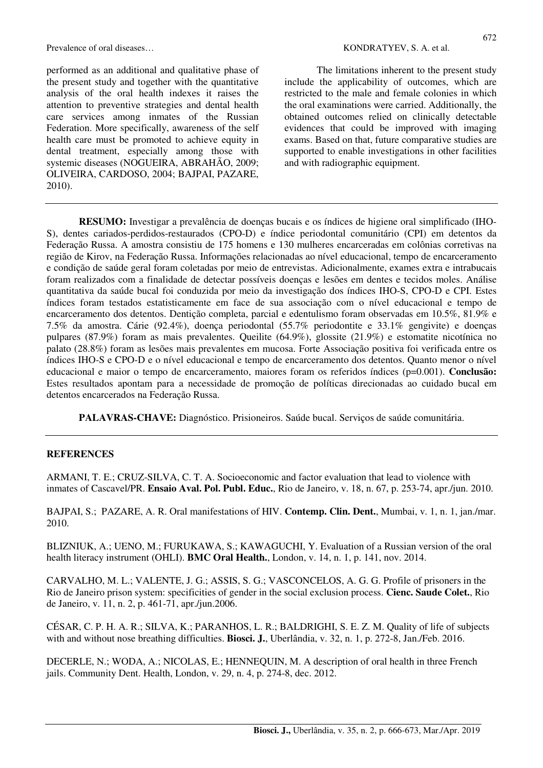performed as an additional and qualitative phase of the present study and together with the quantitative analysis of the oral health indexes it raises the attention to preventive strategies and dental health care services among inmates of the Russian Federation. More specifically, awareness of the self health care must be promoted to achieve equity in dental treatment, especially among those with systemic diseases (NOGUEIRA, ABRAHÃO, 2009; OLIVEIRA, CARDOSO, 2004; BAJPAI, PAZARE, 2010).

The limitations inherent to the present study include the applicability of outcomes, which are restricted to the male and female colonies in which the oral examinations were carried. Additionally, the obtained outcomes relied on clinically detectable evidences that could be improved with imaging exams. Based on that, future comparative studies are supported to enable investigations in other facilities and with radiographic equipment.

---

**RESUMO:** Investigar a prevalência de doenças bucais e os índices de higiene oral simplificado (IHO-S), dentes cariados-perdidos-restaurados (CPO-D) e índice periodontal comunitário (CPI) em detentos da Federação Russa. A amostra consistiu de 175 homens e 130 mulheres encarceradas em colônias corretivas na região de Kirov, na Federação Russa. Informações relacionadas ao nível educacional, tempo de encarceramento e condição de saúde geral foram coletadas por meio de entrevistas. Adicionalmente, exames extra e intrabucais foram realizados com a finalidade de detectar possíveis doenças e lesões em dentes e tecidos moles. Análise quantitativa da saúde bucal foi conduzida por meio da investigação dos índices IHO-S, CPO-D e CPI. Estes índices foram testados estatisticamente em face de sua associação com o nível educacional e tempo de encarceramento dos detentos. Dentição completa, parcial e edentulismo foram observadas em 10.5%, 81.9% e 7.5% da amostra. Cárie (92.4%), doença periodontal (55.7% periodontite e 33.1% gengivite) e doenças pulpares (87.9%) foram as mais prevalentes. Queilite (64.9%), glossite (21.9%) e estomatite nicotínica no palato (28.8%) foram as lesões mais prevalentes em mucosa. Forte Associação positiva foi verificada entre os índices IHO-S e CPO-D e o nível educacional e tempo de encarceramento dos detentos. Quanto menor o nível educacional e maior o tempo de encarceramento, maiores foram os referidos índices (p=0.001). **Conclusão:** Estes resultados apontam para a necessidade de promoção de políticas direcionadas ao cuidado bucal em detentos encarcerados na Federação Russa.

**PALAVRAS-CHAVE:** Diagnóstico. Prisioneiros. Saúde bucal. Serviços de saúde comunitária.

---

## REFERENCES

ARMANI, T. E.; CRUZ-SILVA, C. T. A. Socioeconomic and factor evaluation that lead to violence with inmates of Cascavel/PR. **Ensaio Aval. Pol. Publ. Educ.**, Rio de Janeiro, v. 18, n. 67, p. 253-74, apr./jun. 2010.

BAJPAI, S.; PAZARE, A. R. Oral manifestations of HIV. **Contemp. Clin. Dent.**, Mumbai, v. 1, n. 1, jan./mar. 2010.

BLIZNIUK, A.; UENO, M.; FURUKAWA, S.; KAWAGUCHI, Y. Evaluation of a Russian version of the oral health literacy instrument (OHLI). **BMC Oral Health.**, London, v. 14, n. 1, p. 141, nov. 2014.

CARVALHO, M. L.; VALENTE, J. G.; ASSIS, S. G.; VASCONCELOS, A. G. G. Profile of prisoners in the Rio de Janeiro prison system: specificities of gender in the social exclusion process. **Cienc. Saude Colet.**, Rio de Janeiro, v. 11, n. 2, p. 461-71, apr./jun.2006.

CÉSAR, C. P. H. A. R.; SILVA, K.; PARANHOS, L. R.; BALDRIGHI, S. E. Z. M. Quality of life of subjects with and without nose breathing difficulties. **Biosci. J.**, Uberlândia, v. 32, n. 1, p. 272-8, Jan./Feb. 2016.

DECERLE, N.; WODA, A.; NICOLAS, E.; HENNEQUIN, M. A description of oral health in three French jails. Community Dent. Health, London, v. 29, n. 4, p. 274-8, dec. 2012.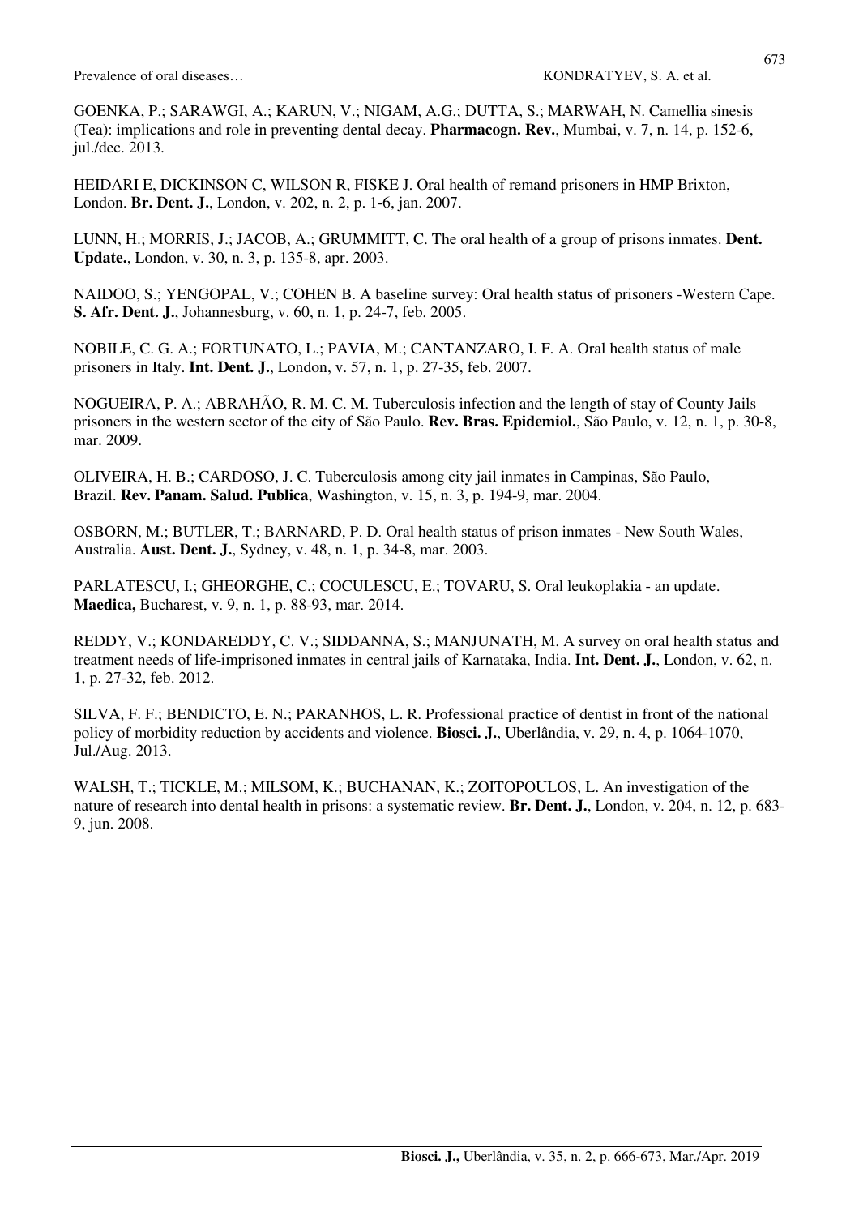GOENKA, P.; SARAWGI, A.; KARUN, V.; NIGAM, A.G.; DUTTA, S.; MARWAH, N. Camellia sinesis (Tea): implications and role in preventing dental decay. **Pharmacogn. Rev.**, Mumbai, v. 7, n. 14, p. 152-6, jul./dec. 2013.

HEIDARI E, DICKINSON C, WILSON R, FISKE J. Oral health of remand prisoners in HMP Brixton, London. **Br. Dent. J.**, London, v. 202, n. 2, p. 1-6, jan. 2007.

LUNN, H.; MORRIS, J.; JACOB, A.; GRUMMITT, C. The oral health of a group of prisons inmates. **Dent. Update.**, London, v. 30, n. 3, p. 135-8, apr. 2003.

NAIDOO, S.; YENGOPAL, V.; COHEN B. A baseline survey: Oral health status of prisoners -Western Cape. **S. Afr. Dent. J.**, Johannesburg, v. 60, n. 1, p. 24-7, feb. 2005.

NOBILE, C. G. A.; FORTUNATO, L.; PAVIA, M.; CANTANZARO, I. F. A. Oral health status of male prisoners in Italy. **Int. Dent. J.**, London, v. 57, n. 1, p. 27-35, feb. 2007.

NOGUEIRA, P. A.; ABRAHÃO, R. M. C. M. Tuberculosis infection and the length of stay of County Jails prisoners in the western sector of the city of São Paulo. **Rev. Bras. Epidemiol.**, São Paulo, v. 12, n. 1, p. 30-8, mar. 2009.

OLIVEIRA, H. B.; CARDOSO, J. C. Tuberculosis among city jail inmates in Campinas, São Paulo, Brazil. **Rev. Panam. Salud. Publica**, Washington, v. 15, n. 3, p. 194-9, mar. 2004.

OSBORN, M.; BUTLER, T.; BARNARD, P. D. Oral health status of prison inmates - New South Wales, Australia. **Aust. Dent. J.**, Sydney, v. 48, n. 1, p. 34-8, mar. 2003.

PARLATESCU, I.; GHEORGHE, C.; COCULESCU, E.; TOVARU, S. Oral leukoplakia - an update. **Maedica,** Bucharest, v. 9, n. 1, p. 88-93, mar. 2014.

REDDY, V.; KONDAREDDY, C. V.; SIDDANNA, S.; MANJUNATH, M. A survey on oral health status and treatment needs of life-imprisoned inmates in central jails of Karnataka, India. **Int. Dent. J.**, London, v. 62, n. 1, p. 27-32, feb. 2012.

SILVA, F. F.; BENDICTO, E. N.; PARANHOS, L. R. Professional practice of dentist in front of the national policy of morbidity reduction by accidents and violence. **Biosci. J.**, Uberlândia, v. 29, n. 4, p. 1064-1070, Jul./Aug. 2013.

WALSH, T.; TICKLE, M.; MILSOM, K.; BUCHANAN, K.; ZOITOPOULOS, L. An investigation of the nature of research into dental health in prisons: a systematic review. **Br. Dent. J.**, London, v. 204, n. 12, p. 683-9, jun. 2008.